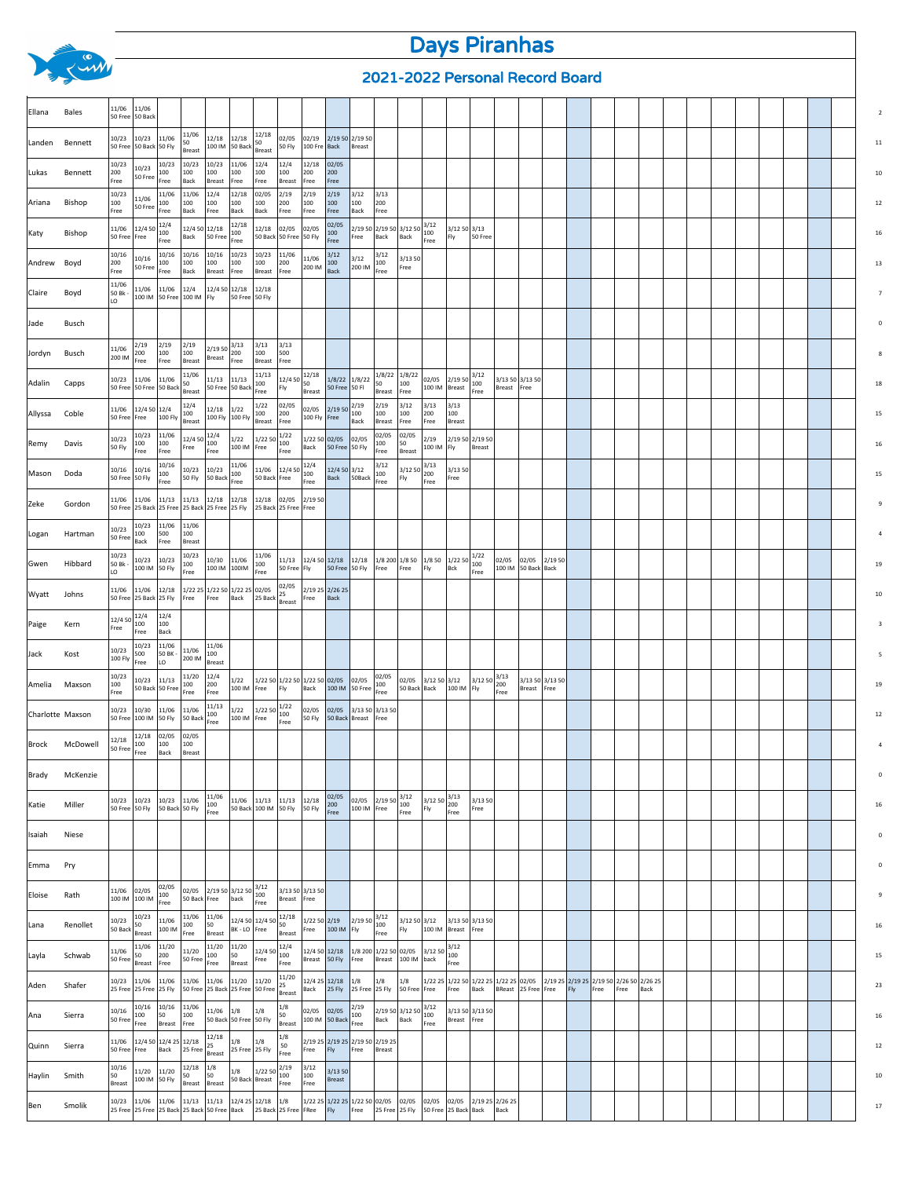# Days Piranhas

## 2021-2022 Personal Record Board

| First | Last | | | | | | | | | | | | | | | | | | | | | | | | | Total |
|---|---|---|---|---|---|---|---|---|---|---|---|---|---|---|---|---|---|---|---|---|---|---|---|---|---|---|
| Ellana | Bales | 11/06 50 Free | 11/06 50 Back | | | | | | | | | | | | | | | | | | | | | | | 2 |
| Landen | Bennett | 10/23 50 Free | 10/23 50 Back | 11/06 50 Fly | 11/06 50 Breast | 12/18 100 IM | 12/18 50 Back | 12/18 50 Breast | 02/05 50 Fly | 02/19 100 Fre | 2/19 50 Back | 2/19 50 Breast | | | | | | | | | | | | | | 11 |
| Lukas | Bennett | 10/23 200 Free | 10/23 50 Free | 10/23 100 Free | 10/23 100 Back | 10/23 100 Breast | 11/06 100 Free | 12/4 100 Free | 12/4 100 Breast | 12/18 200 Free | 02/05 200 Free | | | | | | | | | | | | | | | 10 |
| Ariana | Bishop | 10/23 100 Free | 11/06 50 Free | 11/06 100 Free | 11/06 100 Back | 12/4 100 Free | 12/18 100 Back | 02/05 100 Back | 2/19 200 Free | 2/19 100 Free | 2/19 100 Free | 3/12 100 Back | 3/13 200 Free | | | | | | | | | | | | | 12 |
| Katy | Bishop | 11/06 50 Free | 12/4 50 Free | 12/4 100 Free | 12/4 50 Back | 12/18 50 Free | 12/18 100 Free | 12/18 50 Back | 02/05 50 Free | 02/05 50 Fly | 02/05 100 Free | 2/19 50 Free | 2/19 50 Back | 3/12 50 Back | 3/12 100 Free | 3/12 50 Fly | 3/13 50 Free | | | | | | | | | 16 |
| Andrew | Boyd | 10/16 200 Free | 10/16 50 Free | 10/16 100 Free | 10/16 100 Back | 10/16 100 Breast | 10/23 100 Free | 10/23 100 Breast | 11/06 200 Free | 11/06 200 IM | 3/12 100 Back | 3/12 200 IM | 3/12 100 Free | 3/13 50 Free | | | | | | | | | | | | 13 |
| Claire | Boyd | 11/06 50 Bk - LO | 11/06 100 IM | 11/06 50 Free | 12/4 100 IM | 12/4 50 Fly | 12/18 50 Free | 12/18 50 Fly | | | | | | | | | | | | | | | | | | 7 |
| Jade | Busch | | | | | | | | | | | | | | | | | | | | | | | | | 0 |
| Jordyn | Busch | 11/06 200 IM | 2/19 200 Free | 2/19 100 Free | 2/19 100 Breast | 2/19 50 Breast | 3/13 200 Free | 3/13 100 Breast | 3/13 500 Free | | | | | | | | | | | | | | | | | 8 |
| Adalin | Capps | 10/23 50 Free | 11/06 50 Free | 11/06 50 Back | 11/06 50 Breast | 11/13 50 Free | 11/13 50 Back | 11/13 100 Free | 12/4 50 Fly | 12/18 50 Breast | 1/8/22 50 Free | 1/8/22 50 Fl | 1/8/22 50 Breast | 1/8/22 100 Free | 02/05 100 IM | 2/19 50 Breast | 3/12 100 Free | 3/13 50 Breast | 3/13 50 Free | | | | | | | 18 |
| Allyssa | Coble | 11/06 50 Free | 12/4 50 Free | 12/4 100 Fly | 12/4 100 Breast | 12/18 100 Fly | 1/22 100 Fly | 1/22 100 Breast | 02/05 200 Free | 02/05 100 Fly | 2/19 50 Free | 2/19 100 Back | 2/19 100 Breast | 3/12 100 Free | 3/13 200 Free | 3/13 100 Breast | | | | | | | | | | 15 |
| Remy | Davis | 10/23 50 Fly | 10/23 100 Free | 11/06 100 Free | 12/4 50 Free | 12/4 100 Free | 1/22 100 IM | 1/22 50 Free | 1/22 100 Free | 1/22 50 Back | 02/05 50 Free | 02/05 50 Fly | 02/05 100 Free | 02/05 50 Breast | 2/19 100 IM | 2/19 50 Fly | 2/19 50 Breast | | | | | | | | | 16 |
| Mason | Doda | 10/16 50 Free | 10/16 50 Fly | 10/16 100 Free | 10/23 50 Fly | 10/23 50 Back | 11/06 100 Free | 11/06 50 Back | 12/4 50 Free | 12/4 100 Free | 12/4 50 Back | 3/12 50Back | 3/12 100 Free | 3/12 50 Fly | 3/13 200 Free | 3/13 50 Free | | | | | | | | | | 15 |
| Zeke | Gordon | 11/06 50 Free | 11/06 25 Back | 11/13 25 Free | 11/13 25 Back | 12/18 25 Free | 12/18 25 Fly | 12/18 25 Back | 02/05 25 Free | 2/19 50 Free | | | | | | | | | | | | | | | | 9 |
| Logan | Hartman | 10/23 50 Free | 10/23 100 Back | 11/06 500 Free | 11/06 100 Breast | | | | | | | | | | | | | | | | | | | | | 4 |
| Gwen | Hibbard | 10/23 50 Bk - LO | 10/23 100 IM | 10/23 50 Fly | 10/23 100 Free | 10/30 100 IM | 11/06 100IM | 11/06 100 Free | 11/13 50 Free | 12/4 50 Fly | 12/18 50 Free | 12/18 50 Fly | 1/8 200 Free | 1/8 50 Free | 1/8 50 Fly | 1/22 50 Bck | 1/22 100 Free | 02/05 100 IM | 02/05 50 Back | 2/19 50 Back | | | | | | 19 |
| Wyatt | Johns | 11/06 50 Free | 11/06 25 Back | 12/18 25 Fly | 1/22 25 Free | 1/22 50 Free | 1/22 25 Back | 02/05 25 Back | 02/05 25 Breast | 2/19 25 Free | 2/26 25 Back | | | | | | | | | | | | | | | 10 |
| Paige | Kern | 12/4 50 Free | 12/4 100 Free | 12/4 100 Back | | | | | | | | | | | | | | | | | | | | | | 3 |
| Jack | Kost | 10/23 100 Fly | 10/23 500 Free | 11/06 50 BK - LO | 11/06 200 IM | 11/06 100 Breast | | | | | | | | | | | | | | | | | | | | 5 |
| Amelia | Maxson | 10/23 100 Free | 10/23 50 Back | 11/13 50 Free | 11/20 100 Free | 12/4 200 Free | 1/22 100 IM | 1/22 50 Free | 1/22 50 Fly | 1/22 50 Back | 02/05 100 IM | 02/05 50 Free | 02/05 100 Free | 02/05 50 Back | 3/12 50 Back | 3/12 100 IM | 3/12 50 Fly | 3/13 200 Free | 3/13 50 Breast | 3/13 50 Free | | | | | | 19 |
| Charlotte | Maxson | 10/23 50 Free | 10/30 100 IM | 11/06 50 Fly | 11/06 50 Back | 11/13 100 Free | 1/22 100 IM | 1/22 50 Free | 1/22 100 Free | 02/05 50 Fly | 02/05 50 Back | 3/13 50 Breast | 3/13 50 Free | | | | | | | | | | | | | 12 |
| Brock | McDowell | 12/18 50 Free | 12/18 100 Free | 02/05 100 Back | 02/05 100 Breast | | | | | | | | | | | | | | | | | | | | | 4 |
| Brady | McKenzie | | | | | | | | | | | | | | | | | | | | | | | | | 0 |
| Katie | Miller | 10/23 50 Free | 10/23 50 Fly | 10/23 50 Back | 11/06 50 Fly | 11/06 100 Free | 11/06 50 Back | 11/13 100 IM | 11/13 50 Fly | 12/18 50 Fly | 02/05 200 Free | 02/05 100 IM | 2/19 50 Free | 3/12 100 Free | 3/12 50 Fly | 3/13 200 Free | 3/13 50 Free | | | | | | | | | 16 |
| Isaiah | Niese | | | | | | | | | | | | | | | | | | | | | | | | | 0 |
| Emma | Pry | | | | | | | | | | | | | | | | | | | | | | | | | 0 |
| Eloise | Rath | 11/06 100 IM | 02/05 100 IM | 02/05 100 Free | 02/05 50 Back | 2/19 50 Free | 3/12 50 back | 3/12 100 Free | 3/13 50 Breast | 3/13 50 Free | | | | | | | | | | | | | | | | 9 |
| Lana | Renollet | 10/23 50 Back | 10/23 50 Breast | 11/06 100 IM | 11/06 100 Free | 11/06 50 Breast | 12/4 50 BK - LO | 12/4 50 Free | 12/18 50 Breast | 1/22 50 Free | 2/19 100 IM | 2/19 50 Fly | 3/12 100 Free | 3/12 50 Fly | 3/12 100 IM | 3/13 50 Breast | 3/13 50 Free | | | | | | | | | 16 |
| Layla | Schwab | 11/06 50 Free | 11/06 50 Breast | 11/20 200 Free | 11/20 50 Free | 11/20 100 Free | 11/20 50 Breast | 12/4 50 Free | 12/4 100 Free | 12/4 50 Breast | 12/18 50 Fly | 1/8 200 Free | 1/22 50 Breast | 02/05 100 IM | 3/12 50 back | 3/12 100 Free | | | | | | | | | | 15 |
| Aden | Shafer | 10/23 25 Free | 11/06 25 Free | 11/06 25 Fly | 11/06 50 Free | 11/06 25 Back | 11/20 25 Free | 11/20 50 Free | 11/20 25 Breast | 12/4 25 Back | 12/18 25 Fly | 1/8 25 Free | 1/8 25 Fly | 1/8 50 Free | 1/22 25 Free | 1/22 50 Free | 1/22 25 Back | 1/22 25 BReast | 02/05 25 Free | 2/19 25 Free | 2/19 25 Fly | 2/19 50 Free | 2/26 50 Free | 2/26 25 Back | | 23 |
| Ana | Sierra | 10/16 50 Free | 10/16 100 Free | 10/16 50 Breast | 11/06 100 Free | 11/06 50 Back | 1/8 50 Free | 1/8 50 Fly | 1/8 50 Breast | 02/05 100 IM | 02/05 50 Back | 2/19 100 Free | 2/19 50 Back | 3/12 50 Back | 3/12 100 Free | 3/13 50 Breast | 3/13 50 Free | | | | | | | | | 16 |
| Quinn | Sierra | 11/06 50 Free | 12/4 50 Free | 12/4 25 Back | 12/18 25 Free | 12/18 25 Breast | 1/8 25 Free | 1/8 25 Fly | 1/8 50 Free | 2/19 25 Free | 2/19 25 Fly | 2/19 50 Free | 2/19 25 Breast | | | | | | | | | | | | | 12 |
| Haylin | Smith | 10/16 50 Breast | 11/20 100 IM | 11/20 50 Fly | 12/18 50 Breast | 1/8 50 Breast | 1/8 50 Back | 1/22 50 Breast | 2/19 100 Free | 3/12 100 Free | 3/13 50 Breast | | | | | | | | | | | | | | | 10 |
| Ben | Smolik | 10/23 25 Free | 11/06 25 Free | 11/06 25 Back | 11/13 25 Back | 11/13 50 Free | 12/4 25 Back | 12/18 25 Back | 1/8 25 Free | 1/22 25 Free | 1/22 25 Fly | 1/22 50 Free | 02/05 25 Free | 02/05 25 Fly | 02/05 50 Free | 02/05 25 Back | 2/19 25 Back | 2/26 25 Back | | | | | | | | 17 |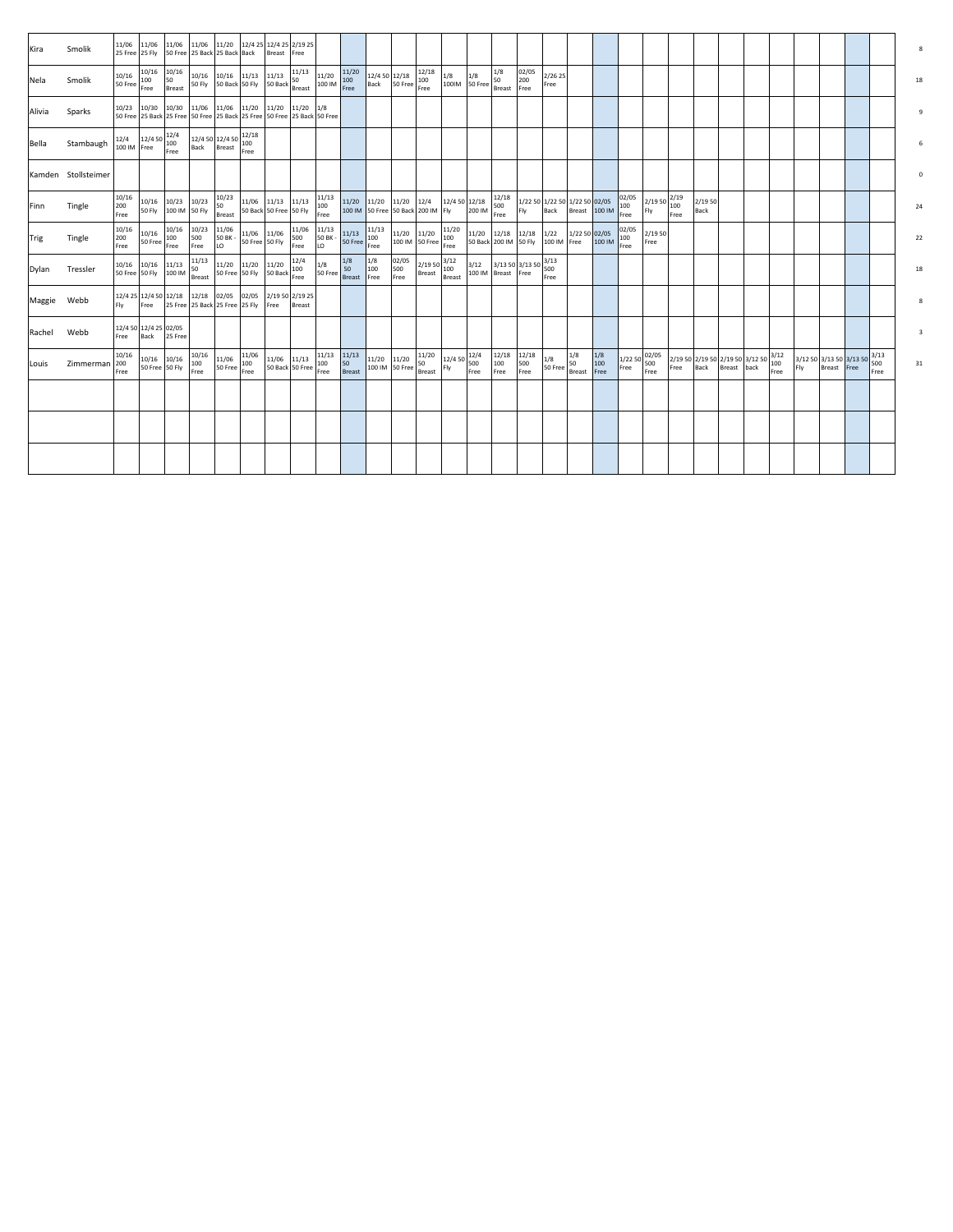| | | | | | | | | | | | | | | | | | | | | | | | | | | | | | | | | | |
|---|---|---|---|---|---|---|---|---|---|---|---|---|---|---|---|---|---|---|---|---|---|---|---|---|---|---|---|---|---|---|---|---|---|
| Kira | Smolik | 11/06 25 Free | 11/06 25 Fly | 11/06 50 Free | 11/06 25 Back | 11/20 25 Back | 12/4 25 Back | 12/4 25 Breast | 2/19 25 Free | | | | | | | | | | | | | | | | | | | | | | | | 8 |
| Nela | Smolik | 10/16 50 Free | 10/16 100 Free | 10/16 50 Breast | 10/16 50 Fly | 10/16 50 Back | 11/13 50 Fly | 11/13 50 Back | 11/13 50 Breast | 11/20 100 IM | 11/20 100 Free | 12/4 50 Back | 12/18 50 Free | 12/18 100 Free | 1/8 100IM | 1/8 50 Free | 1/8 50 Breast | 02/05 200 Free | 2/26 25 Free | | | | | | | | | | | | | | | | 18 |
| Alivia | Sparks | 10/23 50 Free | 10/30 25 Back | 10/30 25 Free | 11/06 50 Free | 11/06 25 Back | 11/20 25 Free | 11/20 50 Free | 11/20 25 Back | 1/8 50 Free | | | | | | | | | | | | | | | | | | | | | | | | | 9 |
| Bella | Stambaugh | 12/4 100 IM | 12/4 50 Free | 12/4 100 Free | 12/4 50 Back | 12/4 50 Breast | 12/18 100 Free | | | | | | | | | | | | | | | | | | | | | | | | | | | | 6 |
| Kamden | Stollsteimer | | | | | | | | | | | | | | | | | | | | | | | | | | | | | | | | | | 0 |
| Finn | Tingle | 10/16 200 Free | 10/16 50 Fly | 10/23 100 IM | 10/23 50 Fly | 10/23 50 Breast | 11/06 50 Back | 11/13 50 Free | 11/13 50 Fly | 11/13 100 Free | 11/20 100 IM | 11/20 50 Free | 11/20 50 Back | 12/4 200 IM | 12/4 50 Fly | 12/18 200 IM | 12/18 500 Free | 1/22 50 Fly | 1/22 50 Back | 1/22 50 Breast | 02/05 100 IM | 02/05 100 Free | 2/19 50 Fly | 2/19 100 Free | 2/19 50 Back | | | | | | | | | | 24 |
| Trig | Tingle | 10/16 200 Free | 10/16 50 Free | 10/16 100 Free | 10/23 500 Free | 11/06 50 BK - LO | 11/06 50 Free | 11/06 50 Fly | 11/06 500 Free | 11/13 50 BK - LO | 11/13 50 Free | 11/13 100 Free | 11/20 100 IM | 11/20 50 Free | 11/20 100 Free | 11/20 50 Back | 12/18 200 IM | 12/18 50 Fly | 1/22 100 IM | 1/22 50 Free | 02/05 100 IM | 02/05 100 Free | 2/19 50 Free | | | | | | | | | | | | 22 |
| Dylan | Tressler | 10/16 50 Free | 10/16 50 Fly | 11/13 100 IM | 11/13 50 Breast | 11/20 50 Free | 11/20 50 Fly | 11/20 50 Back | 12/4 100 Free | 1/8 50 Free | 1/8 50 Breast | 1/8 100 Free | 02/05 500 Free | 2/19 50 Breast | 3/12 100 Breast | 3/12 100 IM | 3/13 50 Breast | 3/13 50 Free | 3/13 500 Free | | | | | | | | | | | | | | | | 18 |
| Maggie | Webb | 12/4 25 Fly | 12/4 50 Free | 12/18 25 Free | 12/18 25 Back | 02/05 25 Free | 02/05 25 Fly | 2/19 50 Free | 2/19 25 Breast | | | | | | | | | | | | | | | | | | | | | | | | | | 8 |
| Rachel | Webb | 12/4 50 Free | 12/4 25 Back | 02/05 25 Free | | | | | | | | | | | | | | | | | | | | | | | | | | | | | | | 3 |
| Louis | Zimmerman | 10/16 200 Free | 10/16 50 Free | 10/16 50 Fly | 10/16 100 Free | 11/06 50 Free | 11/06 100 Free | 11/06 50 Back | 11/13 50 Free | 11/13 100 Free | 11/13 50 Breast | 11/20 100 IM | 11/20 50 Free | 11/20 50 Breast | 12/4 50 Fly | 12/4 500 Free | 12/18 100 Free | 12/18 500 Free | 1/8 50 Free | 1/8 50 Breast | 1/8 100 Free | 1/22 50 Free | 02/05 500 Free | 2/19 50 Free | 2/19 50 Back | 2/19 50 Breast | 3/12 50 back | 3/12 100 Free | 3/12 50 Fly | 3/13 50 Breast | 3/13 50 Free | 3/13 500 Free | | | 31 |
| | | | | | | | | | | | | | | | | | | | | | | | | | | | | | | | | | |
| | | | | | | | | | | | | | | | | | | | | | | | | | | | | | | | | | |
| | | | | | | | | | | | | | | | | | | | | | | | | | | | | | | | | | |